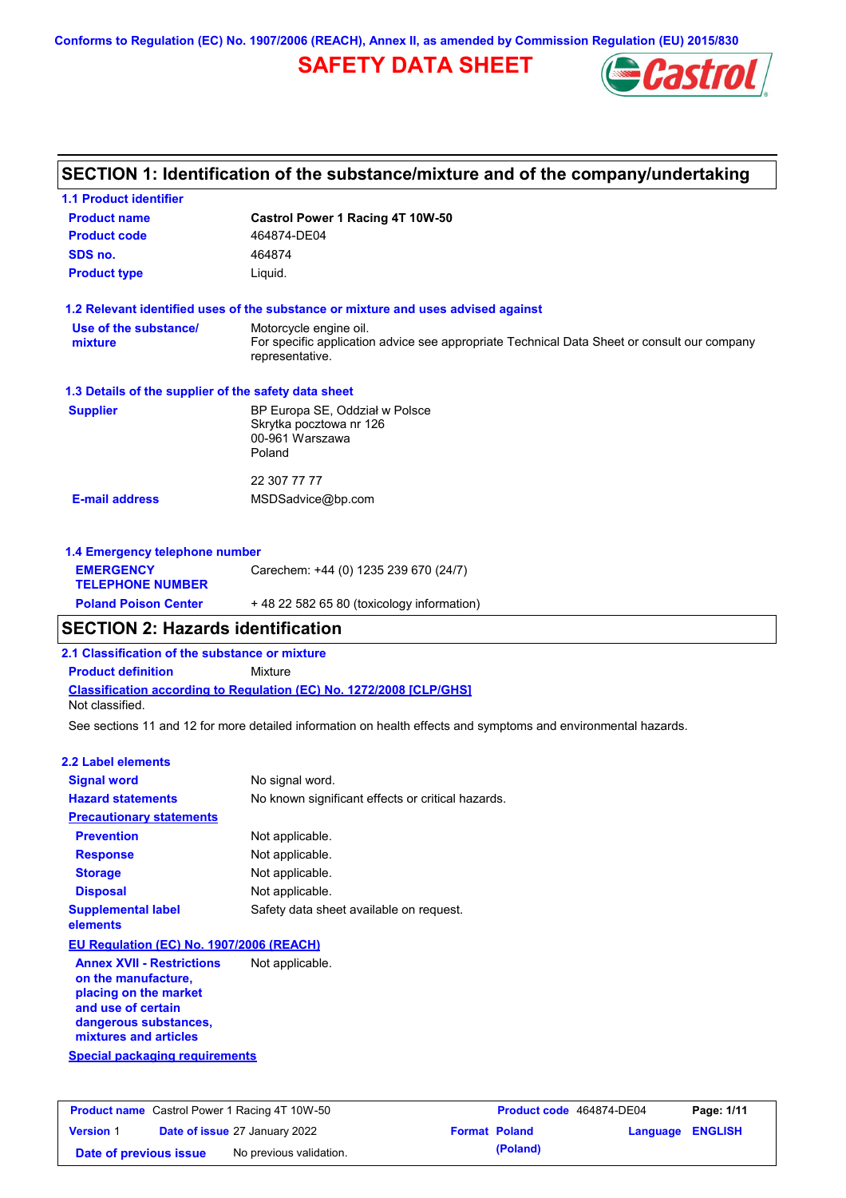Conforms to Regulation (EC) No. 1907/2006 (REACH), Annex II, as amended by Commission Regulation (EU) 2015/830

# SAFETY DATA SHEET

## SECTION 1: Identification of the substance/mixture and of the company/undertaking

### 1.1 Product identifier

| | |
|---|---|
| **Product name** | **Castrol Power 1 Racing 4T 10W-50** |
| **Product code** | 464874-DE04 |
| **SDS no.** | 464874 |
| **Product type** | Liquid. |

### 1.2 Relevant identified uses of the substance or mixture and uses advised against

| | |
|---|---|
| **Use of the substance/ mixture** | Motorcycle engine oil. For specific application advice see appropriate Technical Data Sheet or consult our company representative. |

### 1.3 Details of the supplier of the safety data sheet

| | |
|---|---|
| **Supplier** | BP Europa SE, Oddział w Polsce<br>Skrytka pocztowa nr 126<br>00-961 Warszawa<br>Poland<br><br>22 307 77 77 |
| **E-mail address** | MSDSadvice@bp.com |

### 1.4 Emergency telephone number

| | |
|---|---|
| **EMERGENCY TELEPHONE NUMBER** | Carechem: +44 (0) 1235 239 670 (24/7) |
| **Poland Poison Center** | + 48 22 582 65 80 (toxicology information) |

## SECTION 2: Hazards identification

### 2.1 Classification of the substance or mixture

**Product definition** Mixture

**Classification according to Regulation (EC) No. 1272/2008 [CLP/GHS]**

Not classified.

See sections 11 and 12 for more detailed information on health effects and symptoms and environmental hazards.

### 2.2 Label elements

| | |
|---|---|
| **Signal word** | No signal word. |
| **Hazard statements** | No known significant effects or critical hazards. |
| **Precautionary statements** | |
| **Prevention** | Not applicable. |
| **Response** | Not applicable. |
| **Storage** | Not applicable. |
| **Disposal** | Not applicable. |
| **Supplemental label elements** | Safety data sheet available on request. |

**EU Regulation (EC) No. 1907/2006 (REACH)**

| | |
|---|---|
| **Annex XVII - Restrictions on the manufacture, placing on the market and use of certain dangerous substances, mixtures and articles** | Not applicable. |

**Special packaging requirements**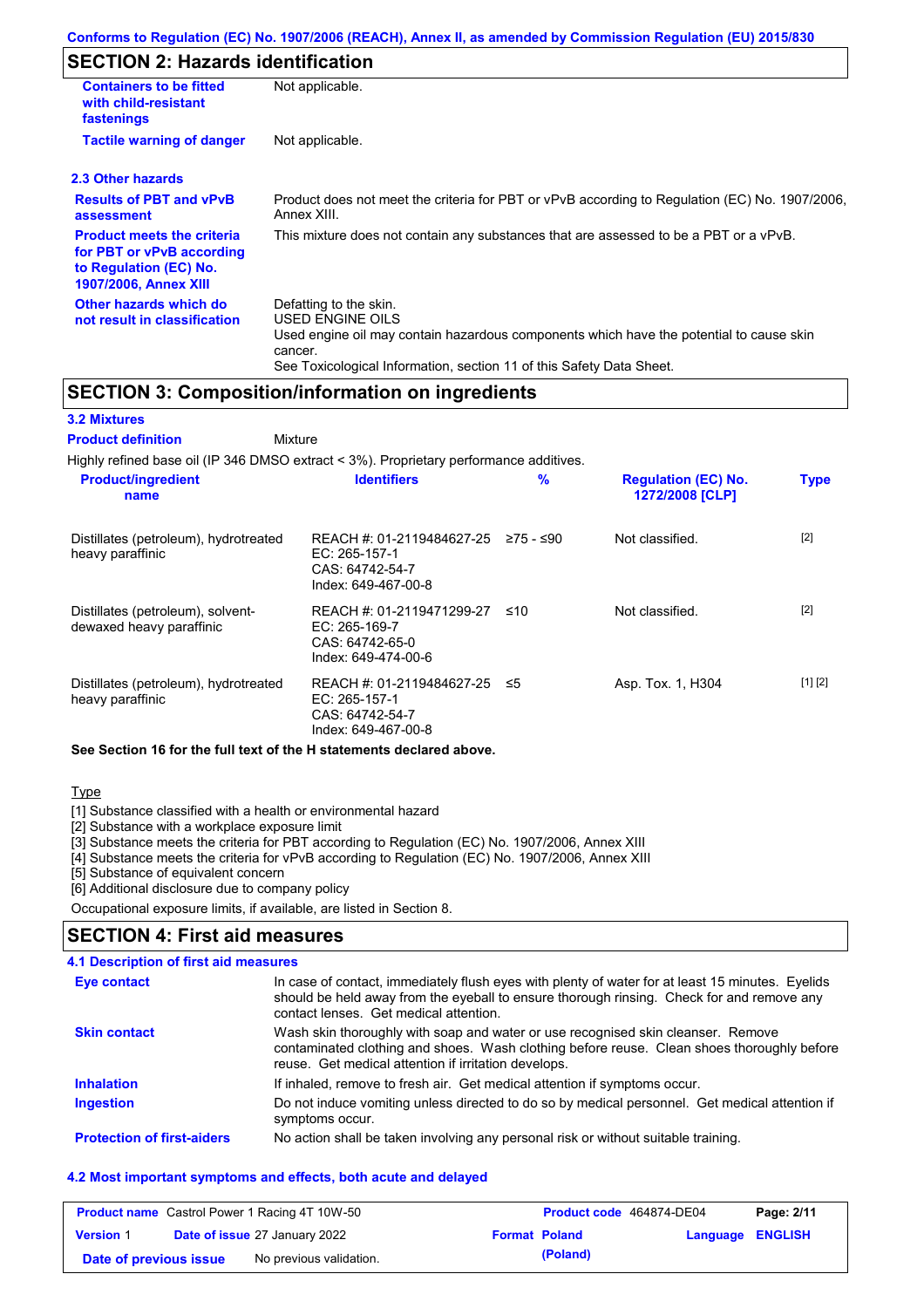## SECTION 2: Hazards identification

**Containers to be fitted with child-resistant fastenings**: Not applicable.

**Tactile warning of danger**: Not applicable.

### 2.3 Other hazards

**Results of PBT and vPvB assessment**: Product does not meet the criteria for PBT or vPvB according to Regulation (EC) No. 1907/2006, Annex XIII.

**Product meets the criteria for PBT or vPvB according to Regulation (EC) No. 1907/2006, Annex XIII**: This mixture does not contain any substances that are assessed to be a PBT or a vPvB.

**Other hazards which do not result in classification**: Defatting to the skin.
USED ENGINE OILS
Used engine oil may contain hazardous components which have the potential to cause skin cancer.
See Toxicological Information, section 11 of this Safety Data Sheet.

## SECTION 3: Composition/information on ingredients

### 3.2 Mixtures

**Product definition**: Mixture

Highly refined base oil (IP 346 DMSO extract < 3%). Proprietary performance additives.

| Product/ingredient name | Identifiers | % | Regulation (EC) No. 1272/2008 [CLP] | Type |
|---|---|---|---|---|
| Distillates (petroleum), hydrotreated heavy paraffinic | REACH #: 01-2119484627-25<br>EC: 265-157-1<br>CAS: 64742-54-7<br>Index: 649-467-00-8 | ≥75 - ≤90 | Not classified. | [2] |
| Distillates (petroleum), solvent-dewaxed heavy paraffinic | REACH #: 01-2119471299-27<br>EC: 265-169-7<br>CAS: 64742-65-0<br>Index: 649-474-00-6 | ≤10 | Not classified. | [2] |
| Distillates (petroleum), hydrotreated heavy paraffinic | REACH #: 01-2119484627-25<br>EC: 265-157-1<br>CAS: 64742-54-7<br>Index: 649-467-00-8 | ≤5 | Asp. Tox. 1, H304 | [1] [2] |

**See Section 16 for the full text of the H statements declared above.**

Type

[1] Substance classified with a health or environmental hazard
[2] Substance with a workplace exposure limit
[3] Substance meets the criteria for PBT according to Regulation (EC) No. 1907/2006, Annex XIII
[4] Substance meets the criteria for vPvB according to Regulation (EC) No. 1907/2006, Annex XIII
[5] Substance of equivalent concern
[6] Additional disclosure due to company policy

Occupational exposure limits, if available, are listed in Section 8.

## SECTION 4: First aid measures

### 4.1 Description of first aid measures

**Eye contact**: In case of contact, immediately flush eyes with plenty of water for at least 15 minutes. Eyelids should be held away from the eyeball to ensure thorough rinsing. Check for and remove any contact lenses. Get medical attention.

**Skin contact**: Wash skin thoroughly with soap and water or use recognised skin cleanser. Remove contaminated clothing and shoes. Wash clothing before reuse. Clean shoes thoroughly before reuse. Get medical attention if irritation develops.

**Inhalation**: If inhaled, remove to fresh air. Get medical attention if symptoms occur.

**Ingestion**: Do not induce vomiting unless directed to do so by medical personnel. Get medical attention if symptoms occur.

**Protection of first-aiders**: No action shall be taken involving any personal risk or without suitable training.

### 4.2 Most important symptoms and effects, both acute and delayed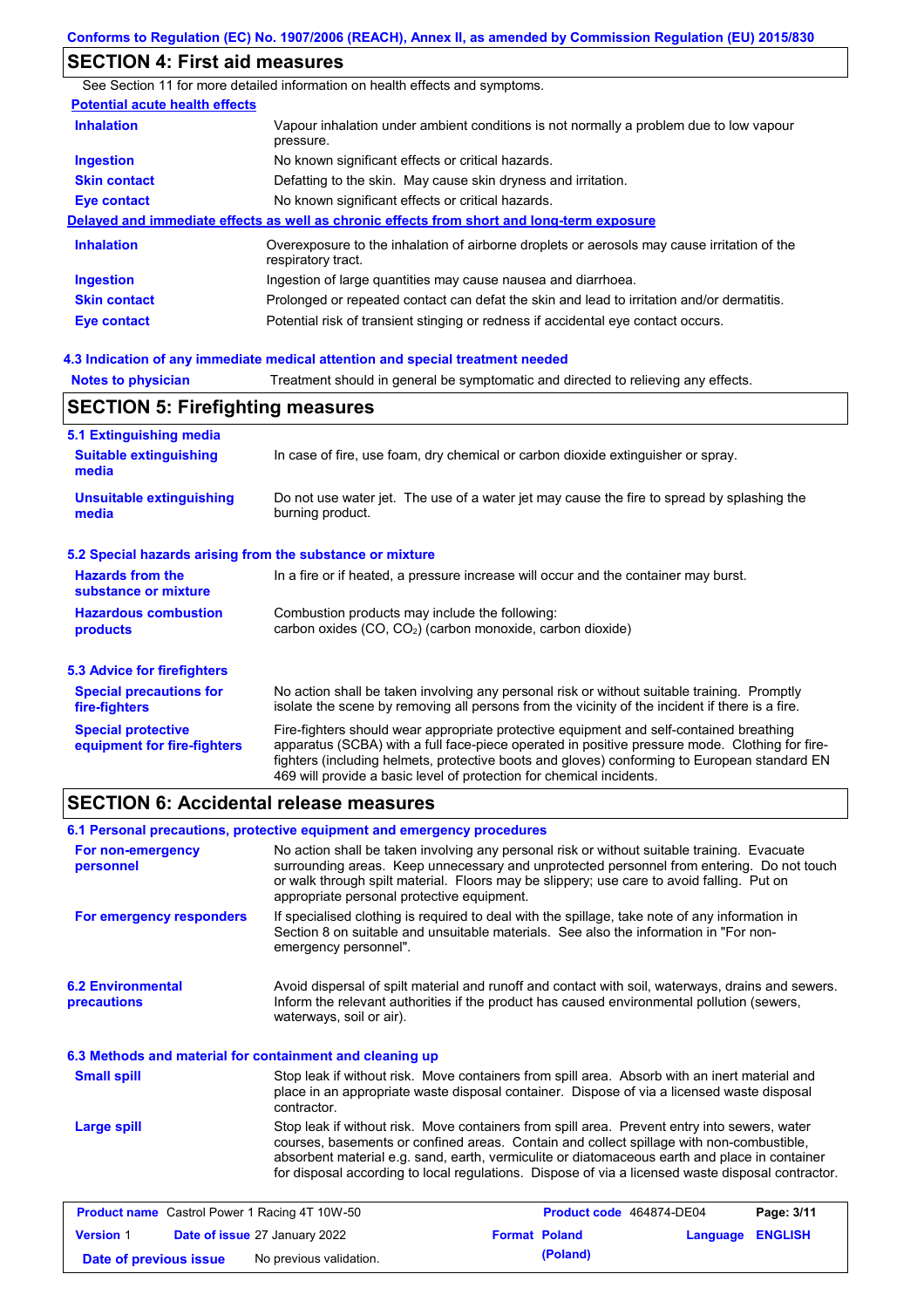## SECTION 4: First aid measures

See Section 11 for more detailed information on health effects and symptoms.

**Potential acute health effects**

| | |
|---|---|
| **Inhalation** | Vapour inhalation under ambient conditions is not normally a problem due to low vapour pressure. |
| **Ingestion** | No known significant effects or critical hazards. |
| **Skin contact** | Defatting to the skin. May cause skin dryness and irritation. |
| **Eye contact** | No known significant effects or critical hazards. |

**Delayed and immediate effects as well as chronic effects from short and long-term exposure**

| | |
|---|---|
| **Inhalation** | Overexposure to the inhalation of airborne droplets or aerosols may cause irritation of the respiratory tract. |
| **Ingestion** | Ingestion of large quantities may cause nausea and diarrhoea. |
| **Skin contact** | Prolonged or repeated contact can defat the skin and lead to irritation and/or dermatitis. |
| **Eye contact** | Potential risk of transient stinging or redness if accidental eye contact occurs. |

### 4.3 Indication of any immediate medical attention and special treatment needed

| | |
|---|---|
| **Notes to physician** | Treatment should in general be symptomatic and directed to relieving any effects. |

## SECTION 5: Firefighting measures

### 5.1 Extinguishing media

| | |
|---|---|
| **Suitable extinguishing media** | In case of fire, use foam, dry chemical or carbon dioxide extinguisher or spray. |
| **Unsuitable extinguishing media** | Do not use water jet. The use of a water jet may cause the fire to spread by splashing the burning product. |

### 5.2 Special hazards arising from the substance or mixture

| | |
|---|---|
| **Hazards from the substance or mixture** | In a fire or if heated, a pressure increase will occur and the container may burst. |
| **Hazardous combustion products** | Combustion products may include the following: carbon oxides (CO, $CO_2$) (carbon monoxide, carbon dioxide) |

### 5.3 Advice for firefighters

| | |
|---|---|
| **Special precautions for fire-fighters** | No action shall be taken involving any personal risk or without suitable training. Promptly isolate the scene by removing all persons from the vicinity of the incident if there is a fire. |
| **Special protective equipment for fire-fighters** | Fire-fighters should wear appropriate protective equipment and self-contained breathing apparatus (SCBA) with a full face-piece operated in positive pressure mode. Clothing for fire-fighters (including helmets, protective boots and gloves) conforming to European standard EN 469 will provide a basic level of protection for chemical incidents. |

## SECTION 6: Accidental release measures

### 6.1 Personal precautions, protective equipment and emergency procedures

| | |
|---|---|
| **For non-emergency personnel** | No action shall be taken involving any personal risk or without suitable training. Evacuate surrounding areas. Keep unnecessary and unprotected personnel from entering. Do not touch or walk through spilt material. Floors may be slippery; use care to avoid falling. Put on appropriate personal protective equipment. |
| **For emergency responders** | If specialised clothing is required to deal with the spillage, take note of any information in Section 8 on suitable and unsuitable materials. See also the information in "For non-emergency personnel". |

| | |
|---|---|
| **6.2 Environmental precautions** | Avoid dispersal of spilt material and runoff and contact with soil, waterways, drains and sewers. Inform the relevant authorities if the product has caused environmental pollution (sewers, waterways, soil or air). |

### 6.3 Methods and material for containment and cleaning up

| | |
|---|---|
| **Small spill** | Stop leak if without risk. Move containers from spill area. Absorb with an inert material and place in an appropriate waste disposal container. Dispose of via a licensed waste disposal contractor. |
| **Large spill** | Stop leak if without risk. Move containers from spill area. Prevent entry into sewers, water courses, basements or confined areas. Contain and collect spillage with non-combustible, absorbent material e.g. sand, earth, vermiculite or diatomaceous earth and place in container for disposal according to local regulations. Dispose of via a licensed waste disposal contractor. |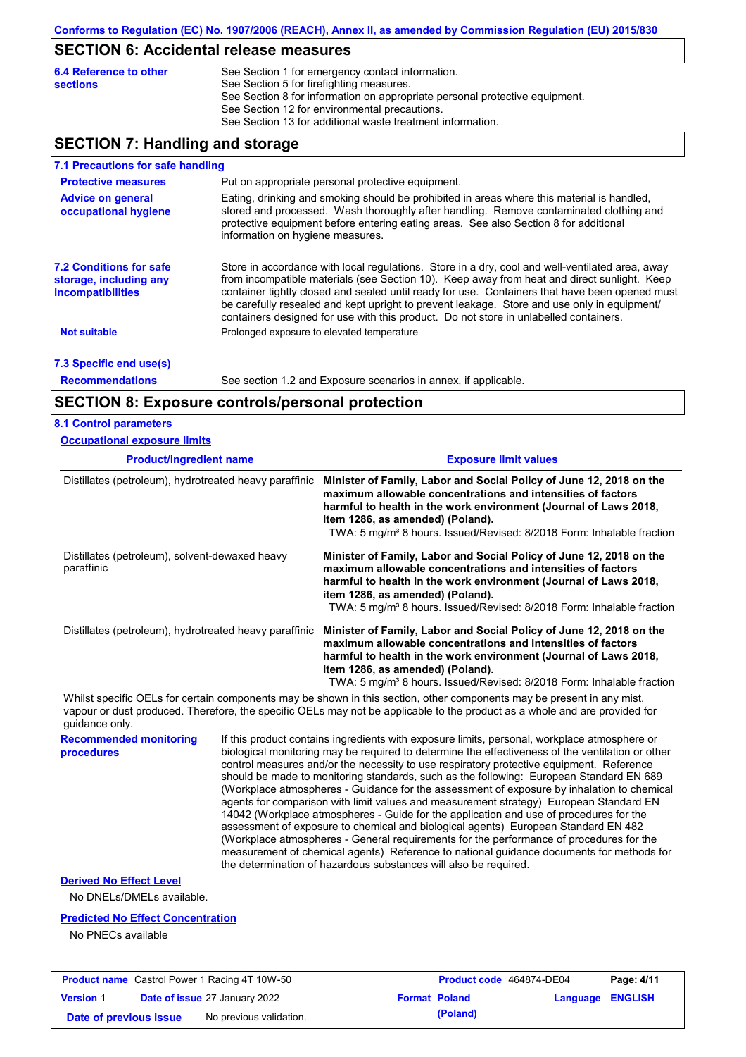Conforms to Regulation (EC) No. 1907/2006 (REACH), Annex II, as amended by Commission Regulation (EU) 2015/830

## SECTION 6: Accidental release measures

**6.4 Reference to other sections**

See Section 1 for emergency contact information.
See Section 5 for firefighting measures.
See Section 8 for information on appropriate personal protective equipment.
See Section 12 for environmental precautions.
See Section 13 for additional waste treatment information.

## SECTION 7: Handling and storage

### 7.1 Precautions for safe handling

**Protective measures**

Put on appropriate personal protective equipment.

**Advice on general occupational hygiene**

Eating, drinking and smoking should be prohibited in areas where this material is handled, stored and processed. Wash thoroughly after handling. Remove contaminated clothing and protective equipment before entering eating areas. See also Section 8 for additional information on hygiene measures.

### 7.2 Conditions for safe storage, including any incompatibilities

Store in accordance with local regulations. Store in a dry, cool and well-ventilated area, away from incompatible materials (see Section 10). Keep away from heat and direct sunlight. Keep container tightly closed and sealed until ready for use. Containers that have been opened must be carefully resealed and kept upright to prevent leakage. Store and use only in equipment/ containers designed for use with this product. Do not store in unlabelled containers.

**Not suitable**

Prolonged exposure to elevated temperature

### 7.3 Specific end use(s)

**Recommendations**

See section 1.2 and Exposure scenarios in annex, if applicable.

## SECTION 8: Exposure controls/personal protection

### 8.1 Control parameters

**Occupational exposure limits**

| Product/ingredient name | Exposure limit values |
|---|---|
| Distillates (petroleum), hydrotreated heavy paraffinic | **Minister of Family, Labor and Social Policy of June 12, 2018 on the maximum allowable concentrations and intensities of factors harmful to health in the work environment (Journal of Laws 2018, item 1286, as amended) (Poland).** TWA: 5 mg/m³ 8 hours. Issued/Revised: 8/2018 Form: Inhalable fraction |
| Distillates (petroleum), solvent-dewaxed heavy paraffinic | **Minister of Family, Labor and Social Policy of June 12, 2018 on the maximum allowable concentrations and intensities of factors harmful to health in the work environment (Journal of Laws 2018, item 1286, as amended) (Poland).** TWA: 5 mg/m³ 8 hours. Issued/Revised: 8/2018 Form: Inhalable fraction |
| Distillates (petroleum), hydrotreated heavy paraffinic | **Minister of Family, Labor and Social Policy of June 12, 2018 on the maximum allowable concentrations and intensities of factors harmful to health in the work environment (Journal of Laws 2018, item 1286, as amended) (Poland).** TWA: 5 mg/m³ 8 hours. Issued/Revised: 8/2018 Form: Inhalable fraction |

Whilst specific OELs for certain components may be shown in this section, other components may be present in any mist, vapour or dust produced. Therefore, the specific OELs may not be applicable to the product as a whole and are provided for guidance only.

**Recommended monitoring procedures**

If this product contains ingredients with exposure limits, personal, workplace atmosphere or biological monitoring may be required to determine the effectiveness of the ventilation or other control measures and/or the necessity to use respiratory protective equipment. Reference should be made to monitoring standards, such as the following: European Standard EN 689 (Workplace atmospheres - Guidance for the assessment of exposure by inhalation to chemical agents for comparison with limit values and measurement strategy) European Standard EN 14042 (Workplace atmospheres - Guide for the application and use of procedures for the assessment of exposure to chemical and biological agents) European Standard EN 482 (Workplace atmospheres - General requirements for the performance of procedures for the measurement of chemical agents) Reference to national guidance documents for methods for the determination of hazardous substances will also be required.

**Derived No Effect Level**

No DNELs/DMELs available.

**Predicted No Effect Concentration**

No PNECs available

| | | | |
|---|---|---|---|
| **Product name** Castrol Power 1 Racing 4T 10W-50 | | **Product code** 464874-DE04 | **Page:** 4/11 |
| **Version** 1 | **Date of issue** 27 January 2022 | **Format** Poland (Poland) | **Language** ENGLISH |
| **Date of previous issue** | No previous validation. | | |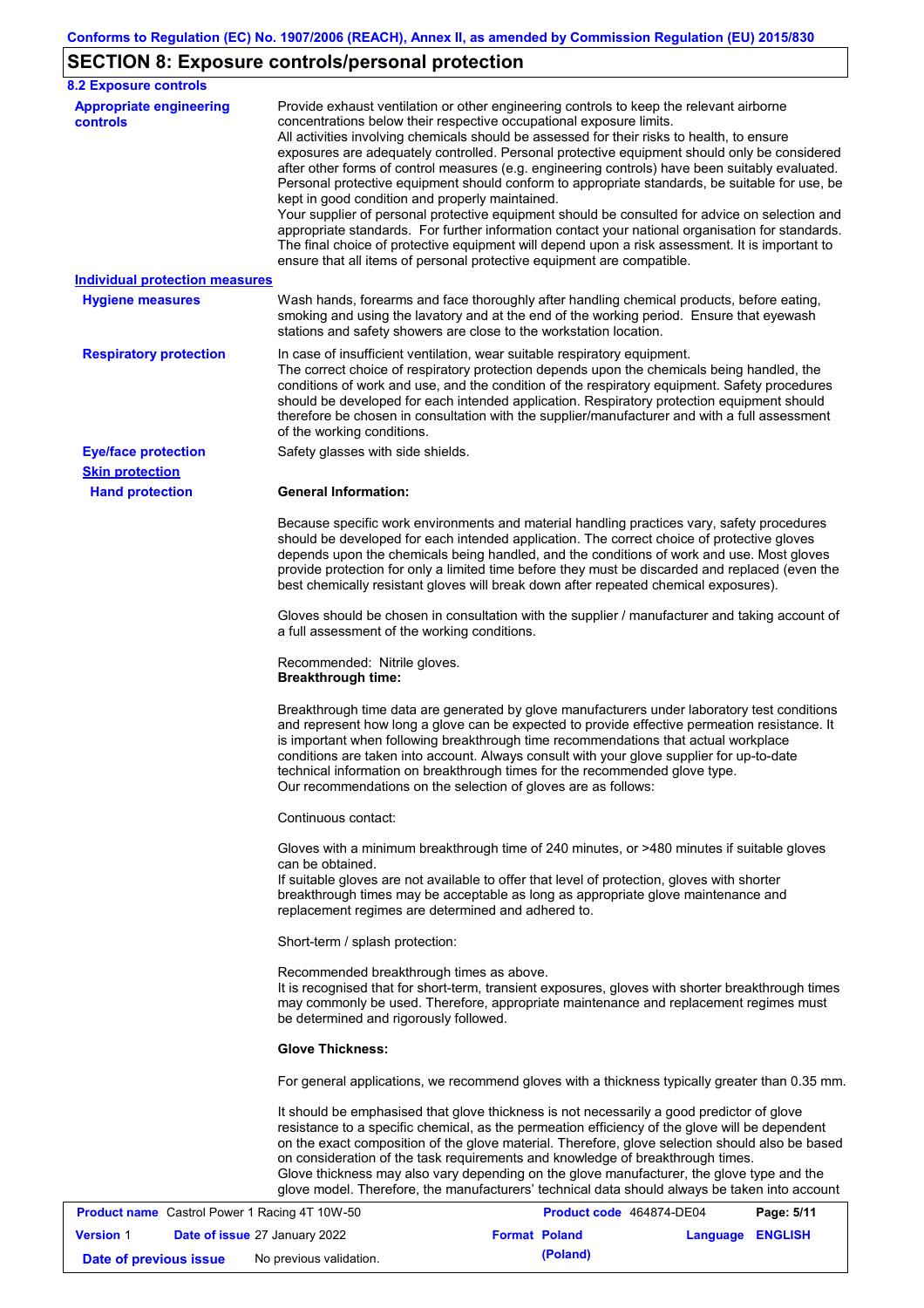## SECTION 8: Exposure controls/personal protection

### 8.2 Exposure controls

**Appropriate engineering controls**

Provide exhaust ventilation or other engineering controls to keep the relevant airborne concentrations below their respective occupational exposure limits.
All activities involving chemicals should be assessed for their risks to health, to ensure exposures are adequately controlled. Personal protective equipment should only be considered after other forms of control measures (e.g. engineering controls) have been suitably evaluated. Personal protective equipment should conform to appropriate standards, be suitable for use, be kept in good condition and properly maintained.
Your supplier of personal protective equipment should be consulted for advice on selection and appropriate standards. For further information contact your national organisation for standards. The final choice of protective equipment will depend upon a risk assessment. It is important to ensure that all items of personal protective equipment are compatible.

**Individual protection measures**

**Hygiene measures**

Wash hands, forearms and face thoroughly after handling chemical products, before eating, smoking and using the lavatory and at the end of the working period. Ensure that eyewash stations and safety showers are close to the workstation location.

**Respiratory protection**

In case of insufficient ventilation, wear suitable respiratory equipment.
The correct choice of respiratory protection depends upon the chemicals being handled, the conditions of work and use, and the condition of the respiratory equipment. Safety procedures should be developed for each intended application. Respiratory protection equipment should therefore be chosen in consultation with the supplier/manufacturer and with a full assessment of the working conditions.

**Eye/face protection**

Safety glasses with side shields.

**Skin protection**

**Hand protection**

**General Information:**

Because specific work environments and material handling practices vary, safety procedures should be developed for each intended application. The correct choice of protective gloves depends upon the chemicals being handled, and the conditions of work and use. Most gloves provide protection for only a limited time before they must be discarded and replaced (even the best chemically resistant gloves will break down after repeated chemical exposures).

Gloves should be chosen in consultation with the supplier / manufacturer and taking account of a full assessment of the working conditions.

Recommended: Nitrile gloves.
**Breakthrough time:**

Breakthrough time data are generated by glove manufacturers under laboratory test conditions and represent how long a glove can be expected to provide effective permeation resistance. It is important when following breakthrough time recommendations that actual workplace conditions are taken into account. Always consult with your glove supplier for up-to-date technical information on breakthrough times for the recommended glove type.
Our recommendations on the selection of gloves are as follows:

Continuous contact:

Gloves with a minimum breakthrough time of 240 minutes, or >480 minutes if suitable gloves can be obtained.
If suitable gloves are not available to offer that level of protection, gloves with shorter breakthrough times may be acceptable as long as appropriate glove maintenance and replacement regimes are determined and adhered to.

Short-term / splash protection:

Recommended breakthrough times as above.
It is recognised that for short-term, transient exposures, gloves with shorter breakthrough times may commonly be used. Therefore, appropriate maintenance and replacement regimes must be determined and rigorously followed.

**Glove Thickness:**

For general applications, we recommend gloves with a thickness typically greater than 0.35 mm.

It should be emphasised that glove thickness is not necessarily a good predictor of glove resistance to a specific chemical, as the permeation efficiency of the glove will be dependent on the exact composition of the glove material. Therefore, glove selection should also be based on consideration of the task requirements and knowledge of breakthrough times.
Glove thickness may also vary depending on the glove manufacturer, the glove type and the glove model. Therefore, the manufacturers' technical data should always be taken into account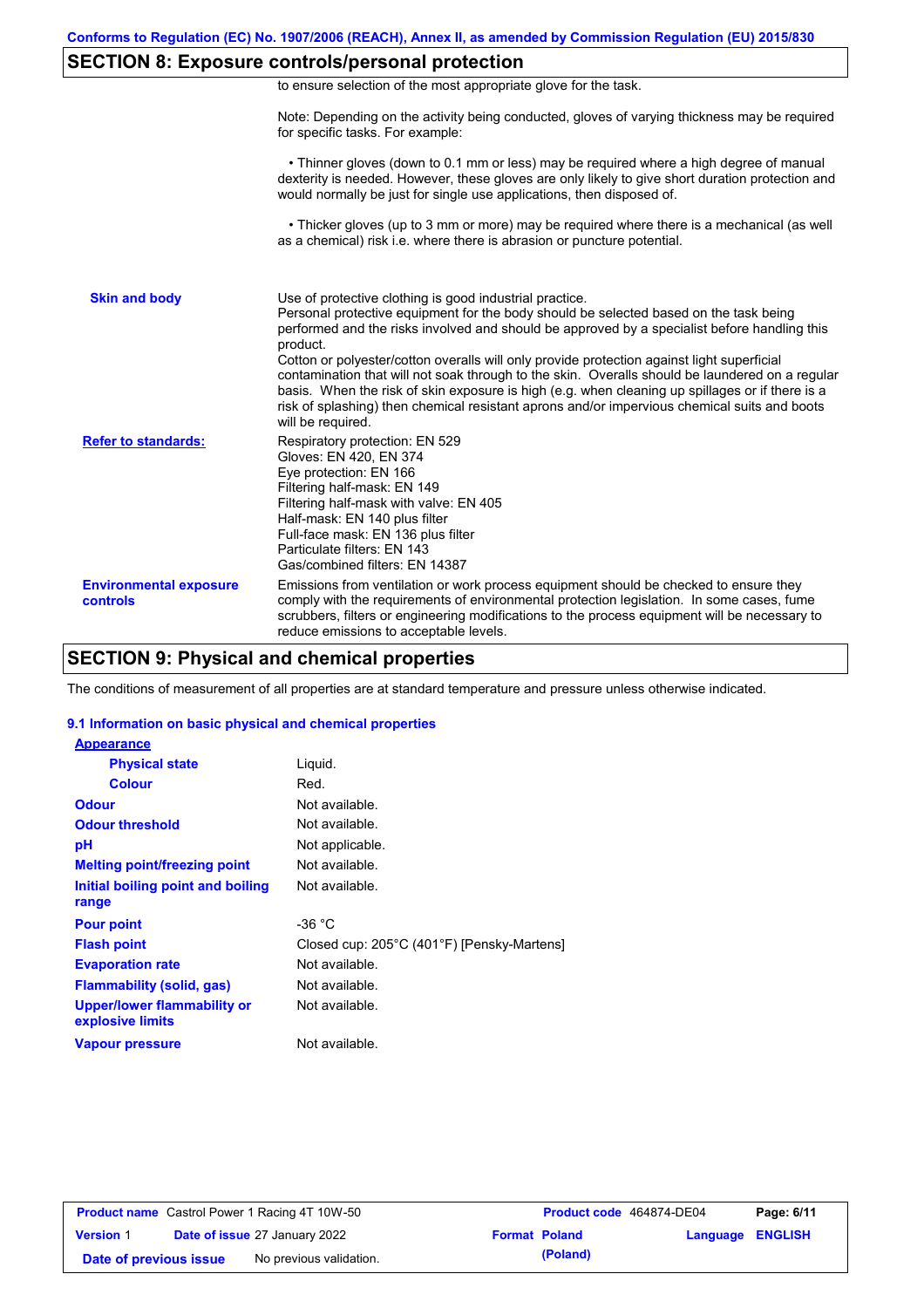## SECTION 8: Exposure controls/personal protection

to ensure selection of the most appropriate glove for the task.

Note: Depending on the activity being conducted, gloves of varying thickness may be required for specific tasks. For example:

• Thinner gloves (down to 0.1 mm or less) may be required where a high degree of manual dexterity is needed. However, these gloves are only likely to give short duration protection and would normally be just for single use applications, then disposed of.

• Thicker gloves (up to 3 mm or more) may be required where there is a mechanical (as well as a chemical) risk i.e. where there is abrasion or puncture potential.

**Skin and body**

Use of protective clothing is good industrial practice.
Personal protective equipment for the body should be selected based on the task being performed and the risks involved and should be approved by a specialist before handling this product.
Cotton or polyester/cotton overalls will only provide protection against light superficial contamination that will not soak through to the skin. Overalls should be laundered on a regular basis. When the risk of skin exposure is high (e.g. when cleaning up spillages or if there is a risk of splashing) then chemical resistant aprons and/or impervious chemical suits and boots will be required.

**Refer to standards:**

Respiratory protection: EN 529
Gloves: EN 420, EN 374
Eye protection: EN 166
Filtering half-mask: EN 149
Filtering half-mask with valve: EN 405
Half-mask: EN 140 plus filter
Full-face mask: EN 136 plus filter
Particulate filters: EN 143
Gas/combined filters: EN 14387

**Environmental exposure controls**

Emissions from ventilation or work process equipment should be checked to ensure they comply with the requirements of environmental protection legislation. In some cases, fume scrubbers, filters or engineering modifications to the process equipment will be necessary to reduce emissions to acceptable levels.

## SECTION 9: Physical and chemical properties

The conditions of measurement of all properties are at standard temperature and pressure unless otherwise indicated.

### 9.1 Information on basic physical and chemical properties

| Property | Value |
|---|---|
| **Appearance** | |
| Physical state | Liquid. |
| Colour | Red. |
| Odour | Not available. |
| Odour threshold | Not available. |
| pH | Not applicable. |
| Melting point/freezing point | Not available. |
| Initial boiling point and boiling range | Not available. |
| Pour point | -36 °C |
| Flash point | Closed cup: 205°C (401°F) [Pensky-Martens] |
| Evaporation rate | Not available. |
| Flammability (solid, gas) | Not available. |
| Upper/lower flammability or explosive limits | Not available. |
| Vapour pressure | Not available. |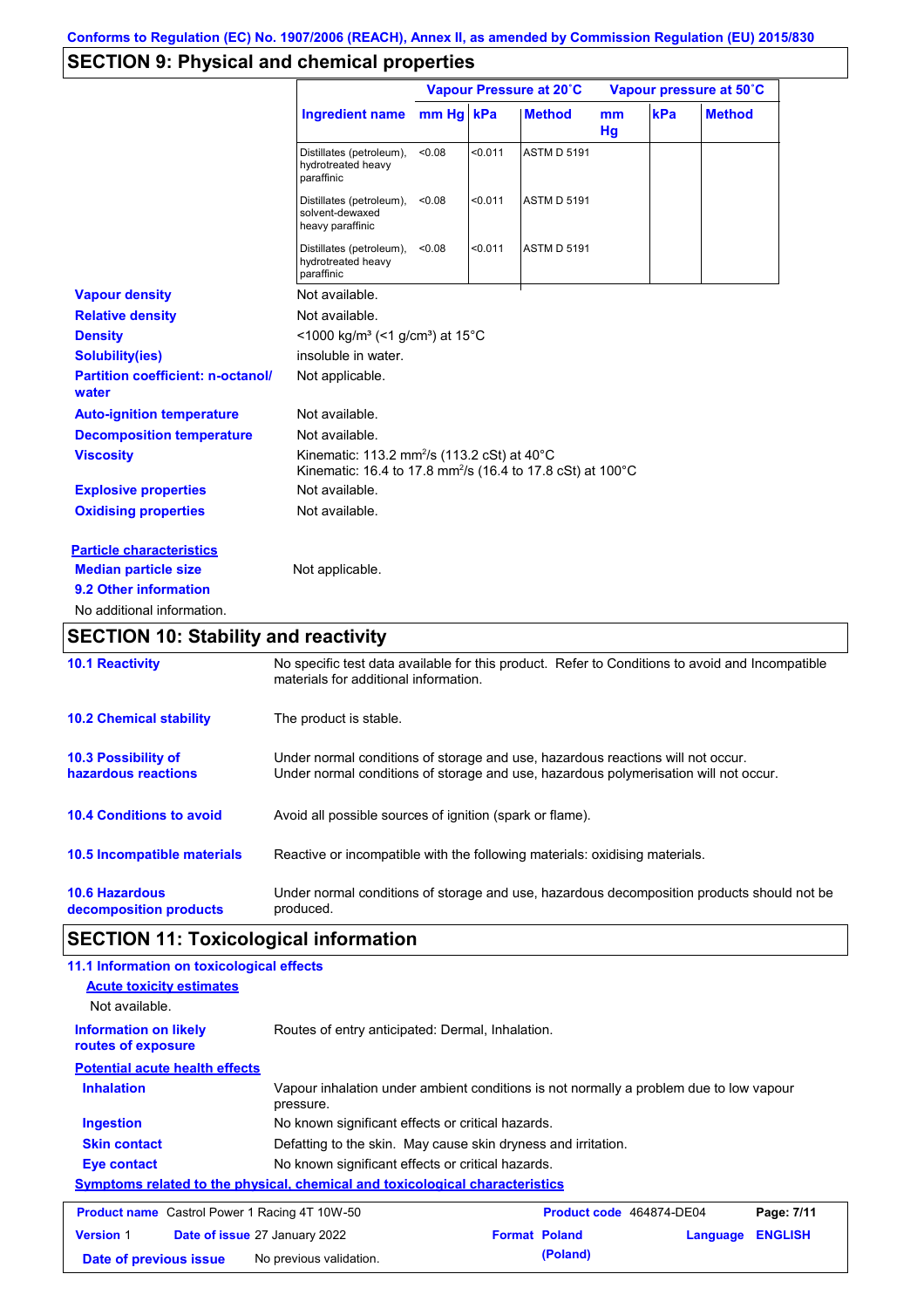Conforms to Regulation (EC) No. 1907/2006 (REACH), Annex II, as amended by Commission Regulation (EU) 2015/830

## SECTION 9: Physical and chemical properties

| | Vapour Pressure at 20˚C | | | Vapour pressure at 50˚C | | |
|---|---|---|---|---|---|---|
| **Ingredient name** | **mm Hg** | **kPa** | **Method** | **mm Hg** | **kPa** | **Method** |
| Distillates (petroleum), hydrotreated heavy paraffinic | <0.08 | <0.011 | ASTM D 5191 | | | |
| Distillates (petroleum), solvent-dewaxed heavy paraffinic | <0.08 | <0.011 | ASTM D 5191 | | | |
| Distillates (petroleum), hydrotreated heavy paraffinic | <0.08 | <0.011 | ASTM D 5191 | | | |

**Vapour density** Not available.

**Relative density** Not available.

**Density** <1000 kg/m³ (<1 g/cm³) at 15°C

**Solubility(ies)** insoluble in water.

**Partition coefficient: n-octanol/water** Not applicable.

**Auto-ignition temperature** Not available.

**Decomposition temperature** Not available.

**Viscosity** Kinematic: 113.2 mm$^2$/s (113.2 cSt) at 40°C
Kinematic: 16.4 to 17.8 mm$^2$/s (16.4 to 17.8 cSt) at 100°C

**Explosive properties** Not available.

**Oxidising properties** Not available.

**Particle characteristics**

**Median particle size** Not applicable.

**9.2 Other information**

No additional information.

## SECTION 10: Stability and reactivity

**10.1 Reactivity** No specific test data available for this product. Refer to Conditions to avoid and Incompatible materials for additional information.

**10.2 Chemical stability** The product is stable.

**10.3 Possibility of hazardous reactions** Under normal conditions of storage and use, hazardous reactions will not occur.
Under normal conditions of storage and use, hazardous polymerisation will not occur.

**10.4 Conditions to avoid** Avoid all possible sources of ignition (spark or flame).

**10.5 Incompatible materials** Reactive or incompatible with the following materials: oxidising materials.

**10.6 Hazardous decomposition products** Under normal conditions of storage and use, hazardous decomposition products should not be produced.

## SECTION 11: Toxicological information

**11.1 Information on toxicological effects**

**Acute toxicity estimates**

Not available.

**Information on likely routes of exposure** Routes of entry anticipated: Dermal, Inhalation.

**Potential acute health effects**

**Inhalation** Vapour inhalation under ambient conditions is not normally a problem due to low vapour pressure.

**Ingestion** No known significant effects or critical hazards.

**Skin contact** Defatting to the skin. May cause skin dryness and irritation.

**Eye contact** No known significant effects or critical hazards.

**Symptoms related to the physical, chemical and toxicological characteristics**

| **Product name** Castrol Power 1 Racing 4T 10W-50 | **Product code** 464874-DE04 | **Page:** 7/11 |
|---|---|---|
| **Version** 1 **Date of issue** 27 January 2022 | **Format** Poland (Poland) | **Language** ENGLISH |
| **Date of previous issue** No previous validation. | | |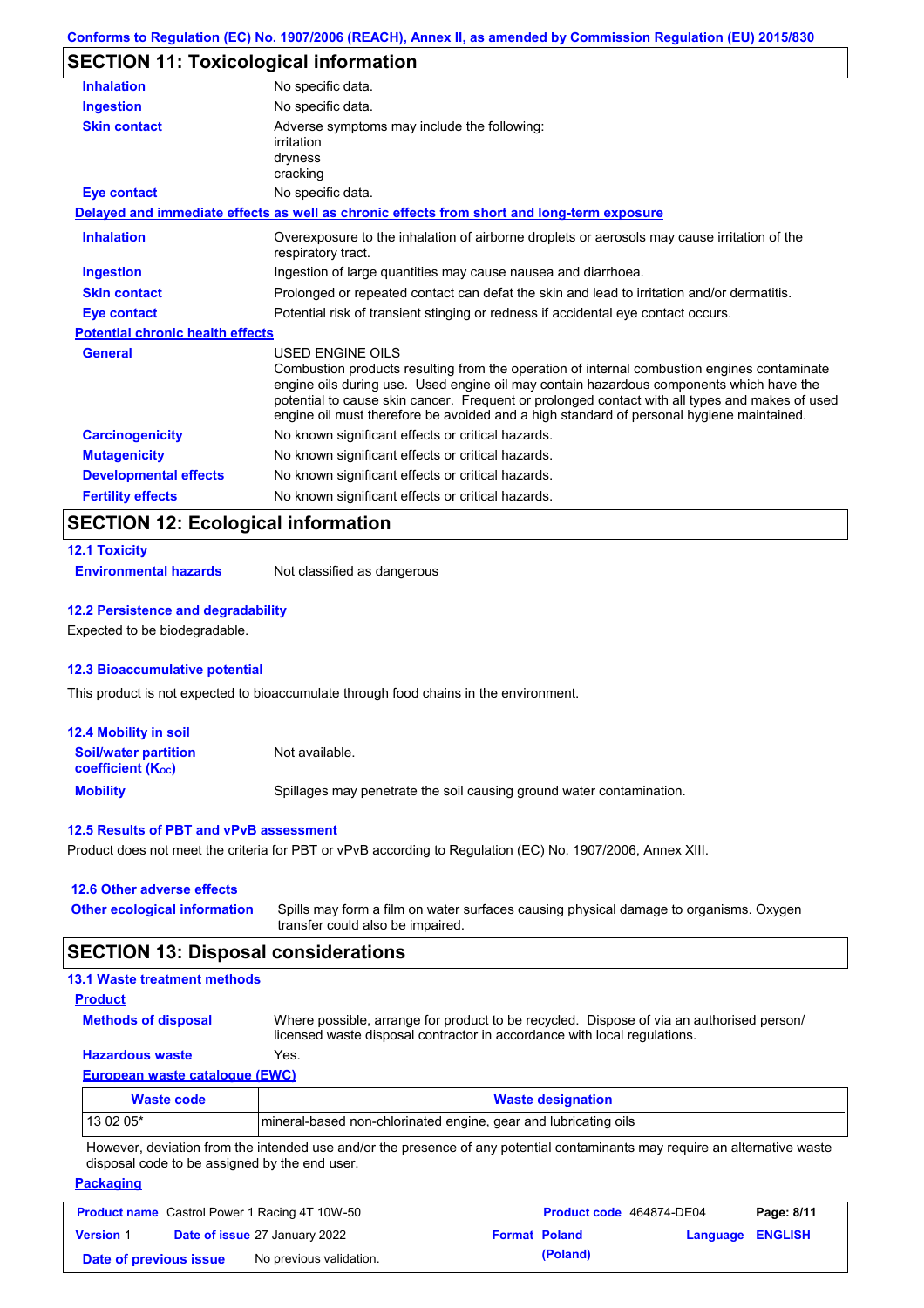Conforms to Regulation (EC) No. 1907/2006 (REACH), Annex II, as amended by Commission Regulation (EU) 2015/830

## SECTION 11: Toxicological information

| | |
|---|---|
| **Inhalation** | No specific data. |
| **Ingestion** | No specific data. |
| **Skin contact** | Adverse symptoms may include the following:<br>irritation<br>dryness<br>cracking |
| **Eye contact** | No specific data. |

**Delayed and immediate effects as well as chronic effects from short and long-term exposure**

| | |
|---|---|
| **Inhalation** | Overexposure to the inhalation of airborne droplets or aerosols may cause irritation of the respiratory tract. |
| **Ingestion** | Ingestion of large quantities may cause nausea and diarrhoea. |
| **Skin contact** | Prolonged or repeated contact can defat the skin and lead to irritation and/or dermatitis. |
| **Eye contact** | Potential risk of transient stinging or redness if accidental eye contact occurs. |

**Potential chronic health effects**

| | |
|---|---|
| **General** | USED ENGINE OILS<br>Combustion products resulting from the operation of internal combustion engines contaminate engine oils during use. Used engine oil may contain hazardous components which have the potential to cause skin cancer. Frequent or prolonged contact with all types and makes of used engine oil must therefore be avoided and a high standard of personal hygiene maintained. |
| **Carcinogenicity** | No known significant effects or critical hazards. |
| **Mutagenicity** | No known significant effects or critical hazards. |
| **Developmental effects** | No known significant effects or critical hazards. |
| **Fertility effects** | No known significant effects or critical hazards. |

## SECTION 12: Ecological information

### 12.1 Toxicity

**Environmental hazards** Not classified as dangerous

### 12.2 Persistence and degradability

Expected to be biodegradable.

### 12.3 Bioaccumulative potential

This product is not expected to bioaccumulate through food chains in the environment.

### 12.4 Mobility in soil

| | |
|---|---|
| **Soil/water partition coefficient ($K_{OC}$)** | Not available. |
| **Mobility** | Spillages may penetrate the soil causing ground water contamination. |

### 12.5 Results of PBT and vPvB assessment

Product does not meet the criteria for PBT or vPvB according to Regulation (EC) No. 1907/2006, Annex XIII.

### 12.6 Other adverse effects

**Other ecological information** Spills may form a film on water surfaces causing physical damage to organisms. Oxygen transfer could also be impaired.

## SECTION 13: Disposal considerations

### 13.1 Waste treatment methods

**Product**

| | |
|---|---|
| **Methods of disposal** | Where possible, arrange for product to be recycled. Dispose of via an authorised person/ licensed waste disposal contractor in accordance with local regulations. |
| **Hazardous waste** | Yes. |

**European waste catalogue (EWC)**

| Waste code | Waste designation |
|---|---|
| 13 02 05* | mineral-based non-chlorinated engine, gear and lubricating oils |

However, deviation from the intended use and/or the presence of any potential contaminants may require an alternative waste disposal code to be assigned by the end user.

**Packaging**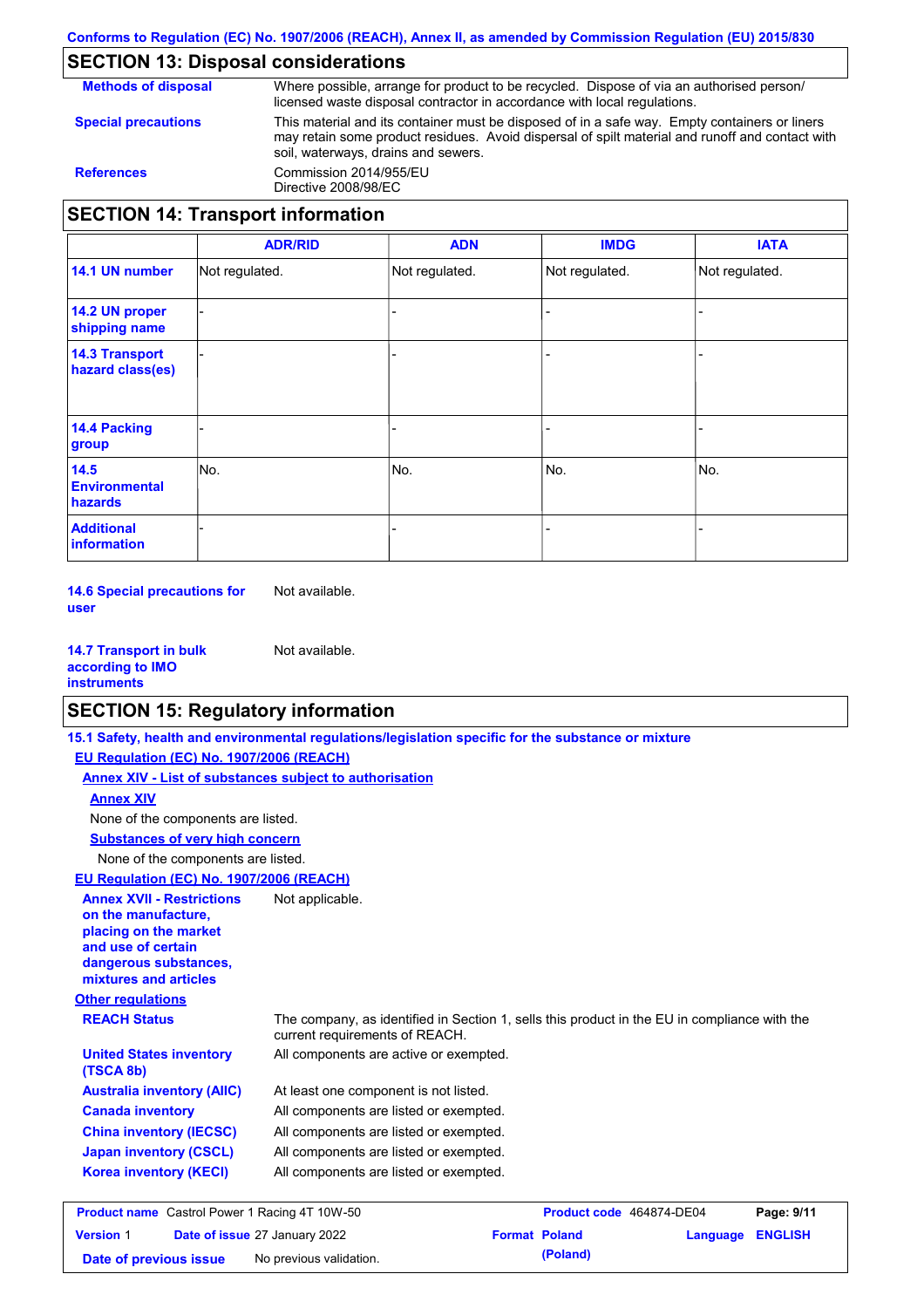## SECTION 13: Disposal considerations

**Methods of disposal** — Where possible, arrange for product to be recycled. Dispose of via an authorised person/ licensed waste disposal contractor in accordance with local regulations.

**Special precautions** — This material and its container must be disposed of in a safe way. Empty containers or liners may retain some product residues. Avoid dispersal of spilt material and runoff and contact with soil, waterways, drains and sewers.

**References** — Commission 2014/955/EU
Directive 2008/98/EC

## SECTION 14: Transport information

| | ADR/RID | ADN | IMDG | IATA |
|---|---|---|---|---|
| **14.1 UN number** | Not regulated. | Not regulated. | Not regulated. | Not regulated. |
| **14.2 UN proper shipping name** | - | - | - | - |
| **14.3 Transport hazard class(es)** | - | - | - | - |
| **14.4 Packing group** | - | - | - | - |
| **14.5 Environmental hazards** | No. | No. | No. | No. |
| **Additional information** | - | - | - | - |

**14.6 Special precautions for user** — Not available.

**14.7 Transport in bulk according to IMO instruments** — Not available.

## SECTION 15: Regulatory information

**15.1 Safety, health and environmental regulations/legislation specific for the substance or mixture**

**EU Regulation (EC) No. 1907/2006 (REACH)**

**Annex XIV - List of substances subject to authorisation**

**Annex XIV**

None of the components are listed.

**Substances of very high concern**

None of the components are listed.

**EU Regulation (EC) No. 1907/2006 (REACH)**

**Annex XVII - Restrictions on the manufacture, placing on the market and use of certain dangerous substances, mixtures and articles** — Not applicable.

**Other regulations**

**REACH Status** — The company, as identified in Section 1, sells this product in the EU in compliance with the current requirements of REACH.

**United States inventory (TSCA 8b)** — All components are active or exempted.

**Australia inventory (AIIC)** — At least one component is not listed.

**Canada inventory** — All components are listed or exempted.

**China inventory (IECSC)** — All components are listed or exempted.

**Japan inventory (CSCL)** — All components are listed or exempted.

**Korea inventory (KECI)** — All components are listed or exempted.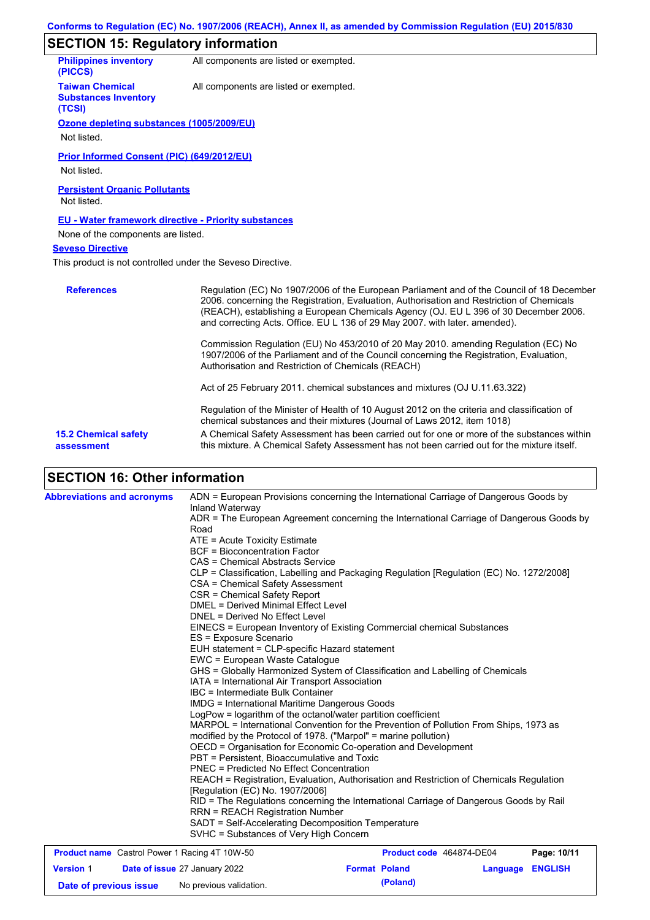## SECTION 15: Regulatory information

**Philippines inventory (PICCS)** All components are listed or exempted.

**Taiwan Chemical Substances Inventory (TCSI)** All components are listed or exempted.

**Ozone depleting substances (1005/2009/EU)**

Not listed.

**Prior Informed Consent (PIC) (649/2012/EU)**

Not listed.

**Persistent Organic Pollutants**

Not listed.

**EU - Water framework directive - Priority substances**

None of the components are listed.

**Seveso Directive**

This product is not controlled under the Seveso Directive.

**References**

Regulation (EC) No 1907/2006 of the European Parliament and of the Council of 18 December 2006. concerning the Registration, Evaluation, Authorisation and Restriction of Chemicals (REACH), establishing a European Chemicals Agency (OJ. EU L 396 of 30 December 2006. and correcting Acts. Office. EU L 136 of 29 May 2007. with later. amended).

Commission Regulation (EU) No 453/2010 of 20 May 2010. amending Regulation (EC) No 1907/2006 of the Parliament and of the Council concerning the Registration, Evaluation, Authorisation and Restriction of Chemicals (REACH)

Act of 25 February 2011. chemical substances and mixtures (OJ U.11.63.322)

Regulation of the Minister of Health of 10 August 2012 on the criteria and classification of chemical substances and their mixtures (Journal of Laws 2012, item 1018)

**15.2 Chemical safety assessment** A Chemical Safety Assessment has been carried out for one or more of the substances within this mixture. A Chemical Safety Assessment has not been carried out for the mixture itself.

## SECTION 16: Other information

**Abbreviations and acronyms**

ADN = European Provisions concerning the International Carriage of Dangerous Goods by Inland Waterway
ADR = The European Agreement concerning the International Carriage of Dangerous Goods by Road
ATE = Acute Toxicity Estimate
BCF = Bioconcentration Factor
CAS = Chemical Abstracts Service
CLP = Classification, Labelling and Packaging Regulation [Regulation (EC) No. 1272/2008]
CSA = Chemical Safety Assessment
CSR = Chemical Safety Report
DMEL = Derived Minimal Effect Level
DNEL = Derived No Effect Level
EINECS = European Inventory of Existing Commercial chemical Substances
ES = Exposure Scenario
EUH statement = CLP-specific Hazard statement
EWC = European Waste Catalogue
GHS = Globally Harmonized System of Classification and Labelling of Chemicals
IATA = International Air Transport Association
IBC = Intermediate Bulk Container
IMDG = International Maritime Dangerous Goods
LogPow = logarithm of the octanol/water partition coefficient
MARPOL = International Convention for the Prevention of Pollution From Ships, 1973 as modified by the Protocol of 1978. ("Marpol" = marine pollution)
OECD = Organisation for Economic Co-operation and Development
PBT = Persistent, Bioaccumulative and Toxic
PNEC = Predicted No Effect Concentration
REACH = Registration, Evaluation, Authorisation and Restriction of Chemicals Regulation [Regulation (EC) No. 1907/2006]
RID = The Regulations concerning the International Carriage of Dangerous Goods by Rail
RRN = REACH Registration Number
SADT = Self-Accelerating Decomposition Temperature
SVHC = Substances of Very High Concern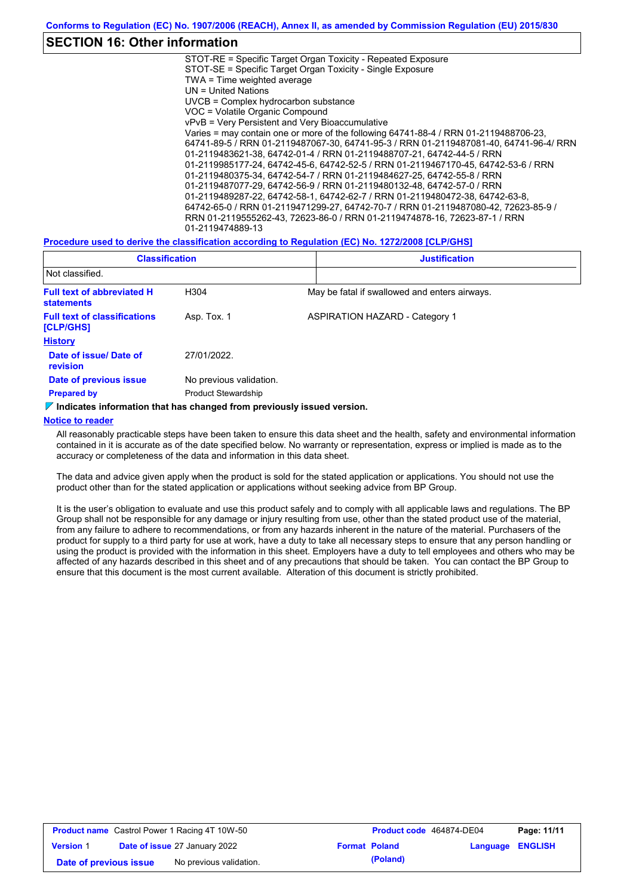## SECTION 16: Other information

STOT-RE = Specific Target Organ Toxicity - Repeated Exposure
STOT-SE = Specific Target Organ Toxicity - Single Exposure
TWA = Time weighted average
UN = United Nations
UVCB = Complex hydrocarbon substance
VOC = Volatile Organic Compound
vPvB = Very Persistent and Very Bioaccumulative
Varies = may contain one or more of the following 64741-88-4 / RRN 01-2119488706-23, 64741-89-5 / RRN 01-2119487067-30, 64741-95-3 / RRN 01-2119487081-40, 64741-96-4/ RRN 01-2119483621-38, 64742-01-4 / RRN 01-2119488707-21, 64742-44-5 / RRN 01-2119985177-24, 64742-45-6, 64742-52-5 / RRN 01-2119467170-45, 64742-53-6 / RRN 01-2119480375-34, 64742-54-7 / RRN 01-2119484627-25, 64742-55-8 / RRN 01-2119487077-29, 64742-56-9 / RRN 01-2119480132-48, 64742-57-0 / RRN 01-2119489287-22, 64742-58-1, 64742-62-7 / RRN 01-2119480472-38, 64742-63-8, 64742-65-0 / RRN 01-2119471299-27, 64742-70-7 / RRN 01-2119487080-42, 72623-85-9 / RRN 01-2119555262-43, 72623-86-0 / RRN 01-2119474878-16, 72623-87-1 / RRN 01-2119474889-13

**Procedure used to derive the classification according to Regulation (EC) No. 1272/2008 [CLP/GHS]**

| Classification | Justification |
|---|---|
| Not classified. | |

**Full text of abbreviated H statements**: H304 — May be fatal if swallowed and enters airways.

**Full text of classifications [CLP/GHS]**: Asp. Tox. 1 — ASPIRATION HAZARD - Category 1

**History**

**Date of issue/ Date of revision**: 27/01/2022.

**Date of previous issue**: No previous validation.

**Prepared by**: Product Stewardship

**Indicates information that has changed from previously issued version.**

**Notice to reader**

All reasonably practicable steps have been taken to ensure this data sheet and the health, safety and environmental information contained in it is accurate as of the date specified below. No warranty or representation, express or implied is made as to the accuracy or completeness of the data and information in this data sheet.

The data and advice given apply when the product is sold for the stated application or applications. You should not use the product other than for the stated application or applications without seeking advice from BP Group.

It is the user's obligation to evaluate and use this product safely and to comply with all applicable laws and regulations. The BP Group shall not be responsible for any damage or injury resulting from use, other than the stated product use of the material, from any failure to adhere to recommendations, or from any hazards inherent in the nature of the material. Purchasers of the product for supply to a third party for use at work, have a duty to take all necessary steps to ensure that any person handling or using the product is provided with the information in this sheet. Employers have a duty to tell employees and others who may be affected of any hazards described in this sheet and of any precautions that should be taken. You can contact the BP Group to ensure that this document is the most current available. Alteration of this document is strictly prohibited.